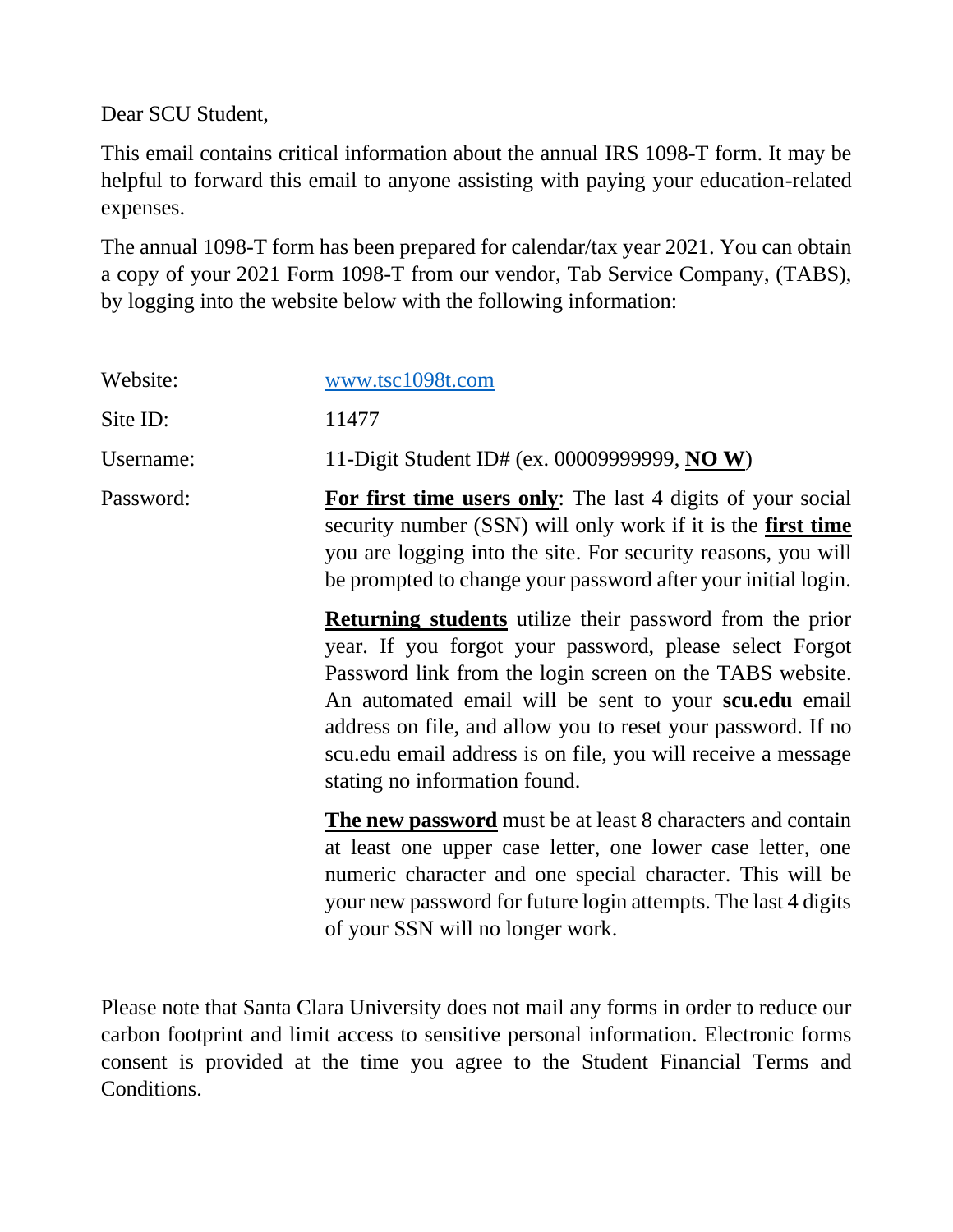Dear SCU Student,

This email contains critical information about the annual IRS 1098-T form. It may be helpful to forward this email to anyone assisting with paying your education-related expenses.

The annual 1098-T form has been prepared for calendar/tax year 2021. You can obtain a copy of your 2021 Form 1098-T from our vendor, Tab Service Company, (TABS), by logging into the website below with the following information:

| | |
|---|---|
| Website: | www.tsc1098t.com |
| Site ID: | 11477 |
| Username: | 11-Digit Student ID# (ex. 00009999999, **NO W**) |
| Password: | **For first time users only**: The last 4 digits of your social security number (SSN) will only work if it is the **first time** you are logging into the site. For security reasons, you will be prompted to change your password after your initial login. |
| | **Returning students** utilize their password from the prior year. If you forgot your password, please select Forgot Password link from the login screen on the TABS website. An automated email will be sent to your **scu.edu** email address on file, and allow you to reset your password. If no scu.edu email address is on file, you will receive a message stating no information found. |
| | **The new password** must be at least 8 characters and contain at least one upper case letter, one lower case letter, one numeric character and one special character. This will be your new password for future login attempts. The last 4 digits of your SSN will no longer work. |

Please note that Santa Clara University does not mail any forms in order to reduce our carbon footprint and limit access to sensitive personal information. Electronic forms consent is provided at the time you agree to the Student Financial Terms and Conditions.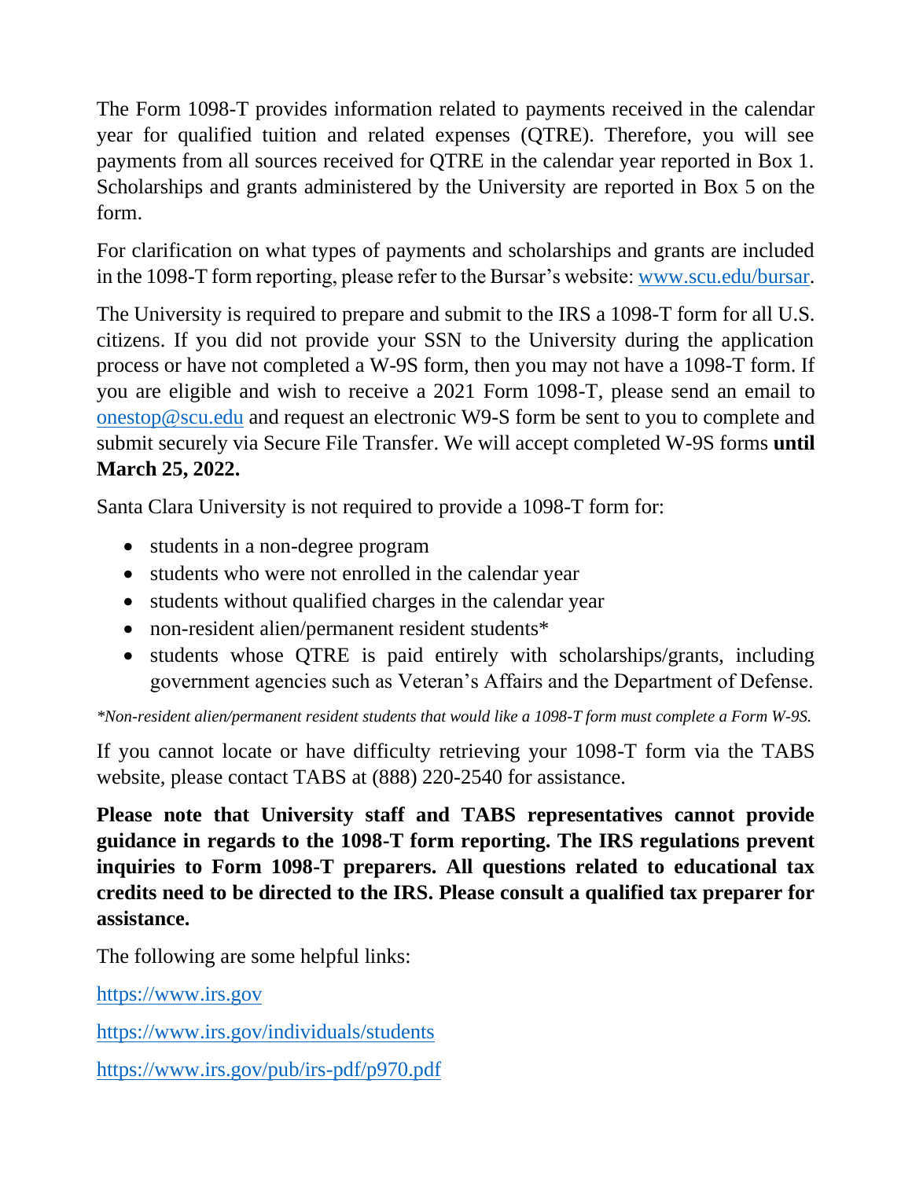The Form 1098-T provides information related to payments received in the calendar year for qualified tuition and related expenses (QTRE). Therefore, you will see payments from all sources received for QTRE in the calendar year reported in Box 1. Scholarships and grants administered by the University are reported in Box 5 on the form.

For clarification on what types of payments and scholarships and grants are included in the 1098-T form reporting, please refer to the Bursar's website: [www.scu.edu/bursar](http://www.scu.edu/bursar).

The University is required to prepare and submit to the IRS a 1098-T form for all U.S. citizens. If you did not provide your SSN to the University during the application process or have not completed a W-9S form, then you may not have a 1098-T form. If you are eligible and wish to receive a 2021 Form 1098-T, please send an email to [onestop@scu.edu](mailto:onestop@scu.edu) and request an electronic W9-S form be sent to you to complete and submit securely via Secure File Transfer. We will accept completed W-9S forms **until March 25, 2022.**

Santa Clara University is not required to provide a 1098-T form for:

- students in a non-degree program
- students who were not enrolled in the calendar year
- students without qualified charges in the calendar year
- non-resident alien/permanent resident students*
- students whose QTRE is paid entirely with scholarships/grants, including government agencies such as Veteran's Affairs and the Department of Defense.

*\*Non-resident alien/permanent resident students that would like a 1098-T form must complete a Form W-9S.*

If you cannot locate or have difficulty retrieving your 1098-T form via the TABS website, please contact TABS at (888) 220-2540 for assistance.

**Please note that University staff and TABS representatives cannot provide guidance in regards to the 1098-T form reporting. The IRS regulations prevent inquiries to Form 1098-T preparers. All questions related to educational tax credits need to be directed to the IRS. Please consult a qualified tax preparer for assistance.**

The following are some helpful links:

[https://www.irs.gov](https://www.irs.gov)

[https://www.irs.gov/individuals/students](https://www.irs.gov/individuals/students)

[https://www.irs.gov/pub/irs-pdf/p970.pdf](https://www.irs.gov/pub/irs-pdf/p970.pdf)